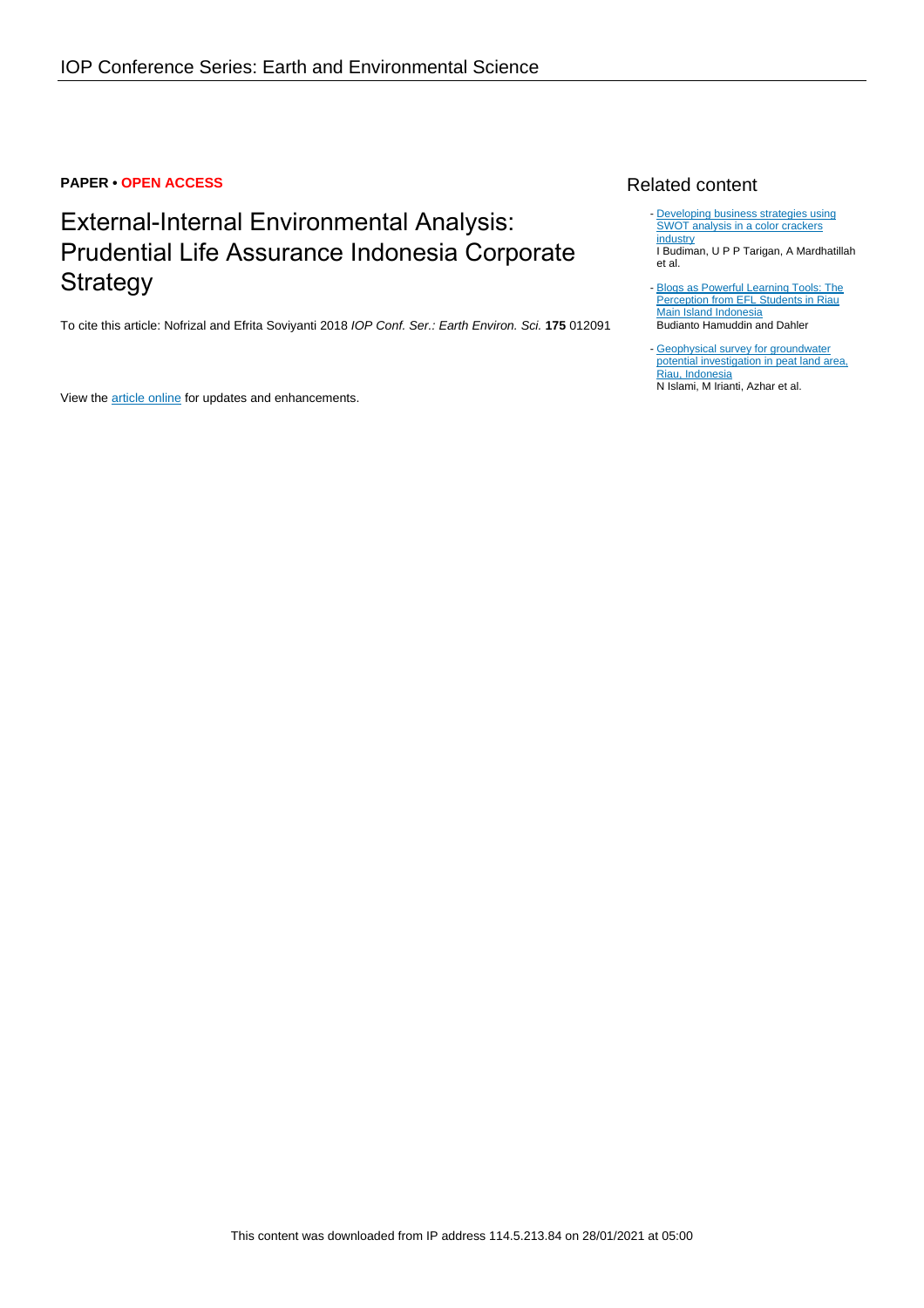**PAPER • OPEN ACCESS**

# External-Internal Environmental Analysis: Prudential Life Assurance Indonesia Corporate Strategy

To cite this article: Nofrizal and Efrita Soviyanti 2018 *IOP Conf. Ser.: Earth Environ. Sci.* **175** 012091

View the article online for updates and enhancements.

## Related content

- Developing business strategies using SWOT analysis in a color crackers industry
  I Budiman, U P P Tarigan, A Mardhatillah et al.

- Blogs as Powerful Learning Tools: The Perception from EFL Students in Riau Main Island Indonesia
  Budianto Hamuddin and Dahler

- Geophysical survey for groundwater potential investigation in peat land area, Riau, Indonesia
  N Islami, M Irianti, Azhar et al.

This content was downloaded from IP address 114.5.213.84 on 28/01/2021 at 05:00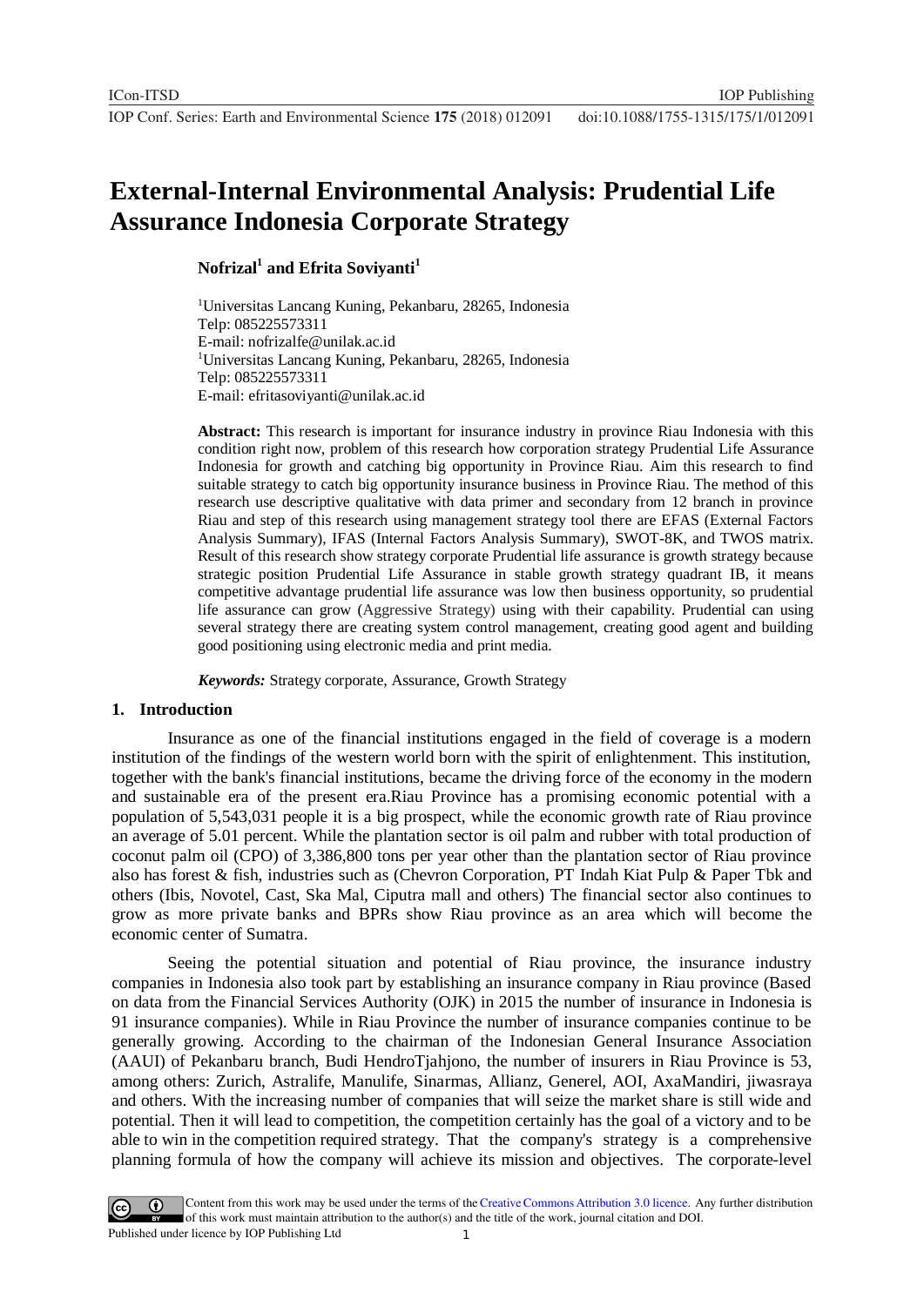# External-Internal Environmental Analysis: Prudential Life Assurance Indonesia Corporate Strategy

**Nofrizal[1] and Efrita Soviyanti[1]**

[1]Universitas Lancang Kuning, Pekanbaru, 28265, Indonesia
Telp: 085225573311
E-mail: nofrizalfe@unilak.ac.id
[1]Universitas Lancang Kuning, Pekanbaru, 28265, Indonesia
Telp: 085225573311
E-mail: efritasoviyanti@unilak.ac.id

**Abstract:** This research is important for insurance industry in province Riau Indonesia with this condition right now, problem of this research how corporation strategy Prudential Life Assurance Indonesia for growth and catching big opportunity in Province Riau. Aim this research to find suitable strategy to catch big opportunity insurance business in Province Riau. The method of this research use descriptive qualitative with data primer and secondary from 12 branch in province Riau and step of this research using management strategy tool there are EFAS (External Factors Analysis Summary), IFAS (Internal Factors Analysis Summary), SWOT-8K, and TWOS matrix. Result of this research show strategy corporate Prudential life assurance is growth strategy because strategic position Prudential Life Assurance in stable growth strategy quadrant IB, it means competitive advantage prudential life assurance was low then business opportunity, so prudential life assurance can grow (Aggressive Strategy) using with their capability. Prudential can using several strategy there are creating system control management, creating good agent and building good positioning using electronic media and print media.

***Keywords:*** Strategy corporate, Assurance, Growth Strategy

## 1. Introduction

Insurance as one of the financial institutions engaged in the field of coverage is a modern institution of the findings of the western world born with the spirit of enlightenment. This institution, together with the bank's financial institutions, became the driving force of the economy in the modern and sustainable era of the present era.Riau Province has a promising economic potential with a population of 5,543,031 people it is a big prospect, while the economic growth rate of Riau province an average of 5.01 percent. While the plantation sector is oil palm and rubber with total production of coconut palm oil (CPO) of 3,386,800 tons per year other than the plantation sector of Riau province also has forest & fish, industries such as (Chevron Corporation, PT Indah Kiat Pulp & Paper Tbk and others (Ibis, Novotel, Cast, Ska Mal, Ciputra mall and others) The financial sector also continues to grow as more private banks and BPRs show Riau province as an area which will become the economic center of Sumatra.

Seeing the potential situation and potential of Riau province, the insurance industry companies in Indonesia also took part by establishing an insurance company in Riau province (Based on data from the Financial Services Authority (OJK) in 2015 the number of insurance in Indonesia is 91 insurance companies). While in Riau Province the number of insurance companies continue to be generally growing. According to the chairman of the Indonesian General Insurance Association (AAUI) of Pekanbaru branch, Budi HendroTjahjono, the number of insurers in Riau Province is 53, among others: Zurich, Astralife, Manulife, Sinarmas, Allianz, Generel, AOI, AxaMandiri, jiwasraya and others. With the increasing number of companies that will seize the market share is still wide and potential. Then it will lead to competition, the competition certainly has the goal of a victory and to be able to win in the competition required strategy. That the company's strategy is a comprehensive planning formula of how the company will achieve its mission and objectives. The corporate-level

Content from this work may be used under the terms of the Creative Commons Attribution 3.0 licence. Any further distribution of this work must maintain attribution to the author(s) and the title of the work, journal citation and DOI.
Published under licence by IOP Publishing Ltd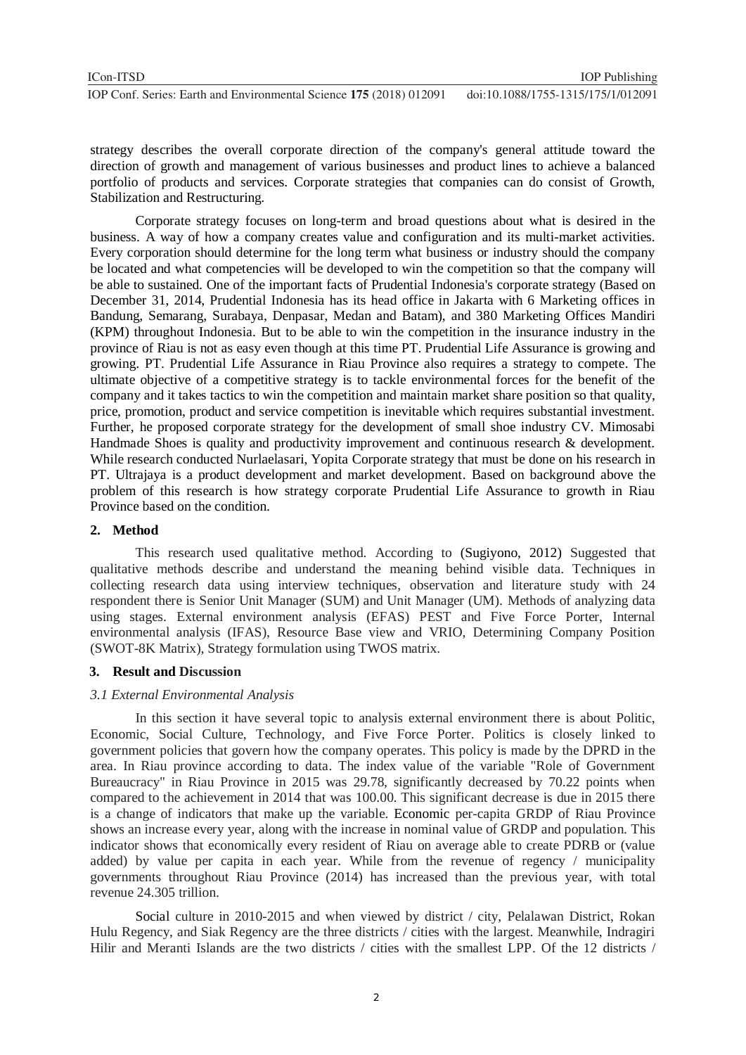strategy describes the overall corporate direction of the company's general attitude toward the direction of growth and management of various businesses and product lines to achieve a balanced portfolio of products and services. Corporate strategies that companies can do consist of Growth, Stabilization and Restructuring.

Corporate strategy focuses on long-term and broad questions about what is desired in the business. A way of how a company creates value and configuration and its multi-market activities. Every corporation should determine for the long term what business or industry should the company be located and what competencies will be developed to win the competition so that the company will be able to sustained. One of the important facts of Prudential Indonesia's corporate strategy (Based on December 31, 2014, Prudential Indonesia has its head office in Jakarta with 6 Marketing offices in Bandung, Semarang, Surabaya, Denpasar, Medan and Batam), and 380 Marketing Offices Mandiri (KPM) throughout Indonesia. But to be able to win the competition in the insurance industry in the province of Riau is not as easy even though at this time PT. Prudential Life Assurance is growing and growing. PT. Prudential Life Assurance in Riau Province also requires a strategy to compete. The ultimate objective of a competitive strategy is to tackle environmental forces for the benefit of the company and it takes tactics to win the competition and maintain market share position so that quality, price, promotion, product and service competition is inevitable which requires substantial investment. Further, he proposed corporate strategy for the development of small shoe industry CV. Mimosabi Handmade Shoes is quality and productivity improvement and continuous research & development. While research conducted Nurlaelasari, Yopita Corporate strategy that must be done on his research in PT. Ultrajaya is a product development and market development. Based on background above the problem of this research is how strategy corporate Prudential Life Assurance to growth in Riau Province based on the condition.

## 2. Method

This research used qualitative method. According to (Sugiyono, 2012) Suggested that qualitative methods describe and understand the meaning behind visible data. Techniques in collecting research data using interview techniques, observation and literature study with 24 respondent there is Senior Unit Manager (SUM) and Unit Manager (UM). Methods of analyzing data using stages. External environment analysis (EFAS) PEST and Five Force Porter, Internal environmental analysis (IFAS), Resource Base view and VRIO, Determining Company Position (SWOT-8K Matrix), Strategy formulation using TWOS matrix.

## 3. Result and Discussion

### *3.1 External Environmental Analysis*

In this section it have several topic to analysis external environment there is about Politic, Economic, Social Culture, Technology, and Five Force Porter. Politics is closely linked to government policies that govern how the company operates. This policy is made by the DPRD in the area. In Riau province according to data. The index value of the variable "Role of Government Bureaucracy" in Riau Province in 2015 was 29.78, significantly decreased by 70.22 points when compared to the achievement in 2014 that was 100.00. This significant decrease is due in 2015 there is a change of indicators that make up the variable. Economic per-capita GRDP of Riau Province shows an increase every year, along with the increase in nominal value of GRDP and population. This indicator shows that economically every resident of Riau on average able to create PDRB or (value added) by value per capita in each year. While from the revenue of regency / municipality governments throughout Riau Province (2014) has increased than the previous year, with total revenue 24.305 trillion.

Social culture in 2010-2015 and when viewed by district / city, Pelalawan District, Rokan Hulu Regency, and Siak Regency are the three districts / cities with the largest. Meanwhile, Indragiri Hilir and Meranti Islands are the two districts / cities with the smallest LPP. Of the 12 districts /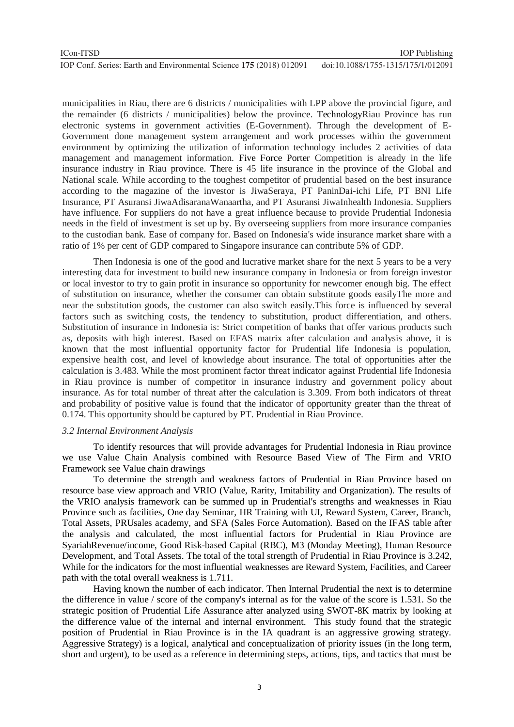municipalities in Riau, there are 6 districts / municipalities with LPP above the provincial figure, and the remainder (6 districts / municipalities) below the province. TechnologyRiau Province has run electronic systems in government activities (E-Government). Through the development of E-Government done management system arrangement and work processes within the government environment by optimizing the utilization of information technology includes 2 activities of data management and management information. Five Force Porter Competition is already in the life insurance industry in Riau province. There is 45 life insurance in the province of the Global and National scale. While according to the toughest competitor of prudential based on the best insurance according to the magazine of the investor is JiwaSeraya, PT PaninDai-ichi Life, PT BNI Life Insurance, PT Asuransi JiwaAdisaranaWanaartha, and PT Asuransi JiwaInhealth Indonesia. Suppliers have influence. For suppliers do not have a great influence because to provide Prudential Indonesia needs in the field of investment is set up by. By overseeing suppliers from more insurance companies to the custodian bank. Ease of company for. Based on Indonesia's wide insurance market share with a ratio of 1% per cent of GDP compared to Singapore insurance can contribute 5% of GDP.

Then Indonesia is one of the good and lucrative market share for the next 5 years to be a very interesting data for investment to build new insurance company in Indonesia or from foreign investor or local investor to try to gain profit in insurance so opportunity for newcomer enough big. The effect of substitution on insurance, whether the consumer can obtain substitute goods easilyThe more and near the substitution goods, the customer can also switch easily.This force is influenced by several factors such as switching costs, the tendency to substitution, product differentiation, and others. Substitution of insurance in Indonesia is: Strict competition of banks that offer various products such as, deposits with high interest. Based on EFAS matrix after calculation and analysis above, it is known that the most influential opportunity factor for Prudential life Indonesia is population, expensive health cost, and level of knowledge about insurance. The total of opportunities after the calculation is 3.483. While the most prominent factor threat indicator against Prudential life Indonesia in Riau province is number of competitor in insurance industry and government policy about insurance. As for total number of threat after the calculation is 3.309. From both indicators of threat and probability of positive value is found that the indicator of opportunity greater than the threat of 0.174. This opportunity should be captured by PT. Prudential in Riau Province.

### *3.2 Internal Environment Analysis*

To identify resources that will provide advantages for Prudential Indonesia in Riau province we use Value Chain Analysis combined with Resource Based View of The Firm and VRIO Framework see Value chain drawings

To determine the strength and weakness factors of Prudential in Riau Province based on resource base view approach and VRIO (Value, Rarity, Imitability and Organization). The results of the VRIO analysis framework can be summed up in Prudential's strengths and weaknesses in Riau Province such as facilities, One day Seminar, HR Training with UI, Reward System, Career, Branch, Total Assets, PRUsales academy, and SFA (Sales Force Automation). Based on the IFAS table after the analysis and calculated, the most influential factors for Prudential in Riau Province are SyariahRevenue/income, Good Risk-based Capital (RBC), M3 (Monday Meeting), Human Resource Development, and Total Assets. The total of the total strength of Prudential in Riau Province is 3.242, While for the indicators for the most influential weaknesses are Reward System, Facilities, and Career path with the total overall weakness is 1.711.

Having known the number of each indicator. Then Internal Prudential the next is to determine the difference in value / score of the company's internal as for the value of the score is 1.531. So the strategic position of Prudential Life Assurance after analyzed using SWOT-8K matrix by looking at the difference value of the internal and internal environment. This study found that the strategic position of Prudential in Riau Province is in the IA quadrant is an aggressive growing strategy. Aggressive Strategy) is a logical, analytical and conceptualization of priority issues (in the long term, short and urgent), to be used as a reference in determining steps, actions, tips, and tactics that must be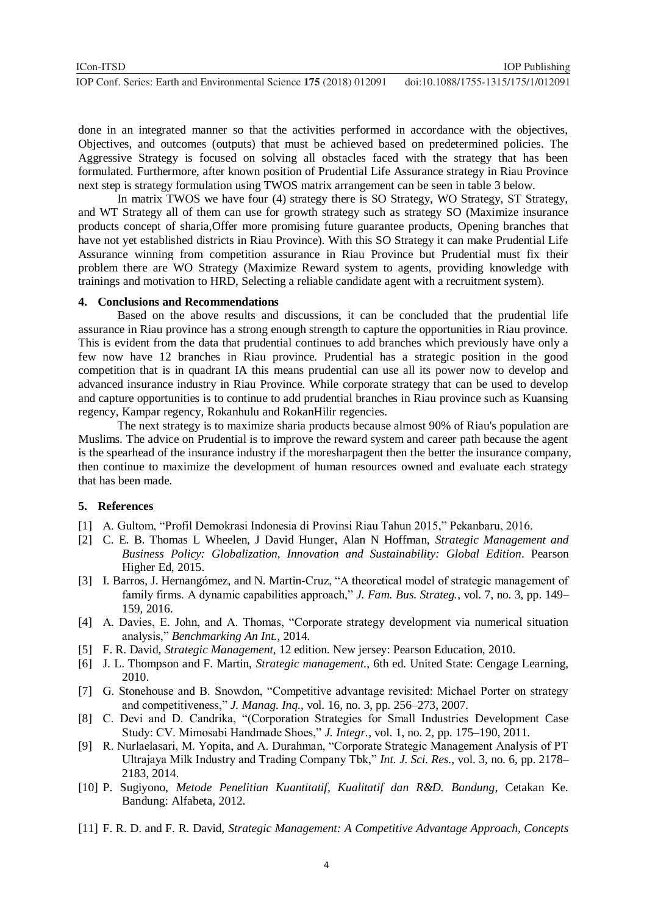done in an integrated manner so that the activities performed in accordance with the objectives, Objectives, and outcomes (outputs) that must be achieved based on predetermined policies. The Aggressive Strategy is focused on solving all obstacles faced with the strategy that has been formulated. Furthermore, after known position of Prudential Life Assurance strategy in Riau Province next step is strategy formulation using TWOS matrix arrangement can be seen in table 3 below.

In matrix TWOS we have four (4) strategy there is SO Strategy, WO Strategy, ST Strategy, and WT Strategy all of them can use for growth strategy such as strategy SO (Maximize insurance products concept of sharia,Offer more promising future guarantee products, Opening branches that have not yet established districts in Riau Province). With this SO Strategy it can make Prudential Life Assurance winning from competition assurance in Riau Province but Prudential must fix their problem there are WO Strategy (Maximize Reward system to agents, providing knowledge with trainings and motivation to HRD, Selecting a reliable candidate agent with a recruitment system).

## 4. Conclusions and Recommendations

Based on the above results and discussions, it can be concluded that the prudential life assurance in Riau province has a strong enough strength to capture the opportunities in Riau province. This is evident from the data that prudential continues to add branches which previously have only a few now have 12 branches in Riau province. Prudential has a strategic position in the good competition that is in quadrant IA this means prudential can use all its power now to develop and advanced insurance industry in Riau Province. While corporate strategy that can be used to develop and capture opportunities is to continue to add prudential branches in Riau province such as Kuansing regency, Kampar regency, Rokanhulu and RokanHilir regencies.

The next strategy is to maximize sharia products because almost 90% of Riau's population are Muslims. The advice on Prudential is to improve the reward system and career path because the agent is the spearhead of the insurance industry if the moresharpagent then the better the insurance company, then continue to maximize the development of human resources owned and evaluate each strategy that has been made.

## 5. References

[1] A. Gultom, "Profil Demokrasi Indonesia di Provinsi Riau Tahun 2015," Pekanbaru, 2016.

[2] C. E. B. Thomas L Wheelen, J David Hunger, Alan N Hoffman, *Strategic Management and Business Policy: Globalization, Innovation and Sustainability: Global Edition*. Pearson Higher Ed, 2015.

[3] I. Barros, J. Hernangómez, and N. Martin-Cruz, "A theoretical model of strategic management of family firms. A dynamic capabilities approach," *J. Fam. Bus. Strateg.*, vol. 7, no. 3, pp. 149–159, 2016.

[4] A. Davies, E. John, and A. Thomas, "Corporate strategy development via numerical situation analysis," *Benchmarking An Int.*, 2014.

[5] F. R. David, *Strategic Management*, 12 edition. New jersey: Pearson Education, 2010.

[6] J. L. Thompson and F. Martin, *Strategic management.*, 6th ed. United State: Cengage Learning, 2010.

[7] G. Stonehouse and B. Snowdon, "Competitive advantage revisited: Michael Porter on strategy and competitiveness," *J. Manag. Inq.*, vol. 16, no. 3, pp. 256–273, 2007.

[8] C. Devi and D. Candrika, "(Corporation Strategies for Small Industries Development Case Study: CV. Mimosabi Handmade Shoes," *J. Integr.*, vol. 1, no. 2, pp. 175–190, 2011.

[9] R. Nurlaelasari, M. Yopita, and A. Durahman, "Corporate Strategic Management Analysis of PT Ultrajaya Milk Industry and Trading Company Tbk," *Int. J. Sci. Res.*, vol. 3, no. 6, pp. 2178–2183, 2014.

[10] P. Sugiyono, *Metode Penelitian Kuantitatif, Kualitatif dan R&D. Bandung*, Cetakan Ke. Bandung: Alfabeta, 2012.

[11] F. R. D. and F. R. David, *Strategic Management: A Competitive Advantage Approach, Concepts*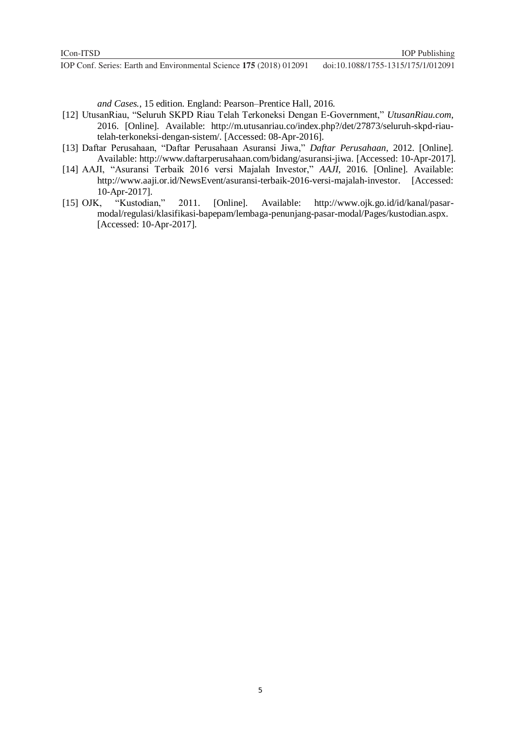*and Cases.*, 15 edition. England: Pearson–Prentice Hall, 2016.

[12] UtusanRiau, "Seluruh SKPD Riau Telah Terkoneksi Dengan E-Government," *UtusanRiau.com*, 2016. [Online]. Available: http://m.utusanriau.co/index.php?/det/27873/seluruh-skpd-riau-telah-terkoneksi-dengan-sistem/. [Accessed: 08-Apr-2016].

[13] Daftar Perusahaan, "Daftar Perusahaan Asuransi Jiwa," *Daftar Perusahaan*, 2012. [Online]. Available: http://www.daftarperusahaan.com/bidang/asuransi-jiwa. [Accessed: 10-Apr-2017].

[14] AAJI, "Asuransi Terbaik 2016 versi Majalah Investor," *AAJI*, 2016. [Online]. Available: http://www.aaji.or.id/NewsEvent/asuransi-terbaik-2016-versi-majalah-investor. [Accessed: 10-Apr-2017].

[15] OJK, "Kustodian," 2011. [Online]. Available: http://www.ojk.go.id/id/kanal/pasar-modal/regulasi/klasifikasi-bapepam/lembaga-penunjang-pasar-modal/Pages/kustodian.aspx. [Accessed: 10-Apr-2017].